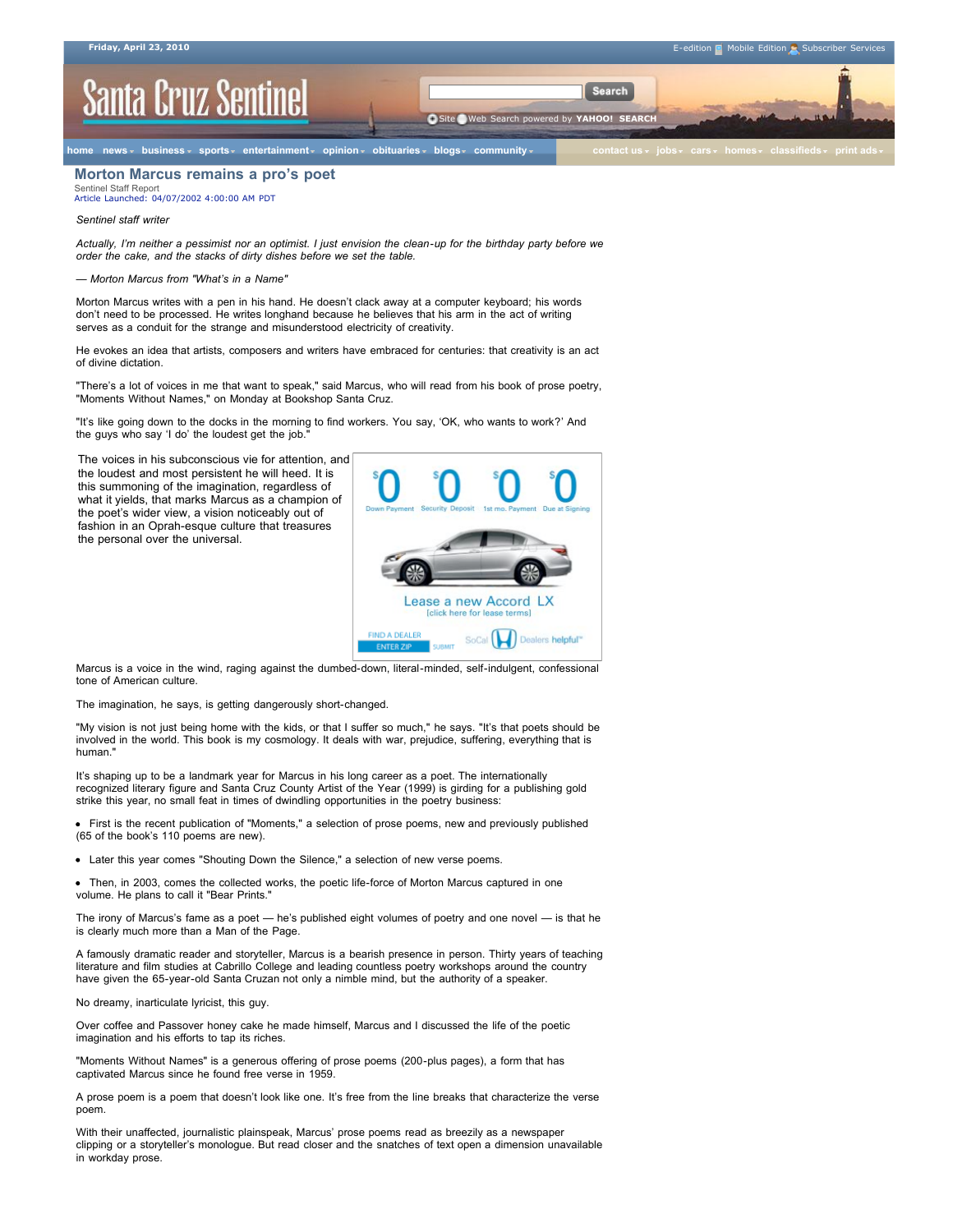# Morton Marcus remains a pro's poet

Sentinel Staff Report
Article Launched: 04/07/2002 4:00:00 AM PDT

*Sentinel staff writer*

*Actually, I'm neither a pessimist nor an optimist. I just envision the clean-up for the birthday party before we order the cake, and the stacks of dirty dishes before we set the table.*

*— Morton Marcus from "What's in a Name"*

Morton Marcus writes with a pen in his hand. He doesn't clack away at a computer keyboard; his words don't need to be processed. He writes longhand because he believes that his arm in the act of writing serves as a conduit for the strange and misunderstood electricity of creativity.

He evokes an idea that artists, composers and writers have embraced for centuries: that creativity is an act of divine dictation.

"There's a lot of voices in me that want to speak," said Marcus, who will read from his book of prose poetry, "Moments Without Names," on Monday at Bookshop Santa Cruz.

"It's like going down to the docks in the morning to find workers. You say, 'OK, who wants to work?' And the guys who say 'I do' the loudest get the job."

The voices in his subconscious vie for attention, and the loudest and most persistent he will heed. It is this summoning of the imagination, regardless of what it yields, that marks Marcus as a champion of the poet's wider view, a vision noticeably out of fashion in an Oprah-esque culture that treasures the personal over the universal.

Marcus is a voice in the wind, raging against the dumbed-down, literal-minded, self-indulgent, confessional tone of American culture.

The imagination, he says, is getting dangerously short-changed.

"My vision is not just being home with the kids, or that I suffer so much," he says. "It's that poets should be involved in the world. This book is my cosmology. It deals with war, prejudice, suffering, everything that is human."

It's shaping up to be a landmark year for Marcus in his long career as a poet. The internationally recognized literary figure and Santa Cruz County Artist of the Year (1999) is girding for a publishing gold strike this year, no small feat in times of dwindling opportunities in the poetry business:

- First is the recent publication of "Moments," a selection of prose poems, new and previously published (65 of the book's 110 poems are new).
- Later this year comes "Shouting Down the Silence," a selection of new verse poems.
- Then, in 2003, comes the collected works, the poetic life-force of Morton Marcus captured in one volume. He plans to call it "Bear Prints."

The irony of Marcus's fame as a poet — he's published eight volumes of poetry and one novel — is that he is clearly much more than a Man of the Page.

A famously dramatic reader and storyteller, Marcus is a bearish presence in person. Thirty years of teaching literature and film studies at Cabrillo College and leading countless poetry workshops around the country have given the 65-year-old Santa Cruzan not only a nimble mind, but the authority of a speaker.

No dreamy, inarticulate lyricist, this guy.

Over coffee and Passover honey cake he made himself, Marcus and I discussed the life of the poetic imagination and his efforts to tap its riches.

"Moments Without Names" is a generous offering of prose poems (200-plus pages), a form that has captivated Marcus since he found free verse in 1959.

A prose poem is a poem that doesn't look like one. It's free from the line breaks that characterize the verse poem.

With their unaffected, journalistic plainspeak, Marcus' prose poems read as breezily as a newspaper clipping or a storyteller's monologue. But read closer and the snatches of text open a dimension unavailable in workday prose.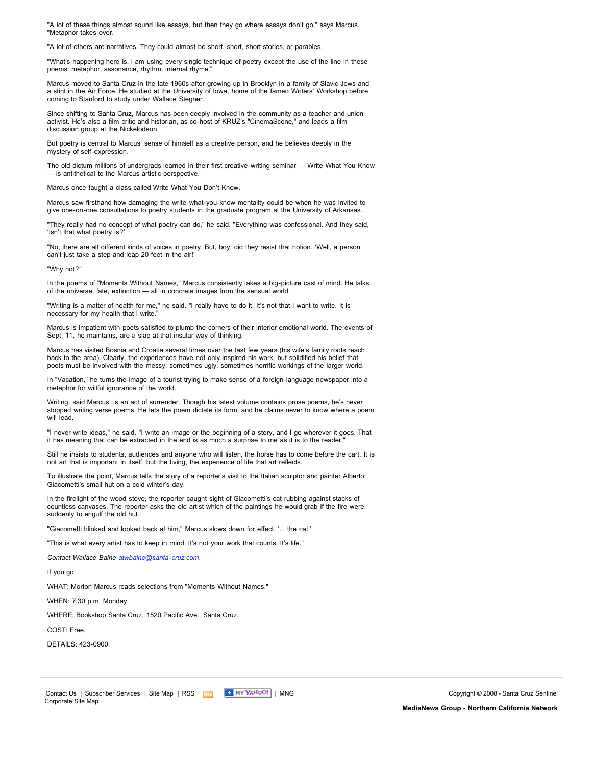"A lot of these things almost sound like essays, but then they go where essays don't go," says Marcus. "Metaphor takes over.

"A lot of others are narratives. They could almost be short, short, short stories, or parables.

"What's happening here is, I am using every single technique of poetry except the use of the line in these poems: metaphor, assonance, rhythm, internal rhyme."

Marcus moved to Santa Cruz in the late 1960s after growing up in Brooklyn in a family of Slavic Jews and a stint in the Air Force. He studied at the University of Iowa, home of the famed Writers' Workshop before coming to Stanford to study under Wallace Stegner.

Since shifting to Santa Cruz, Marcus has been deeply involved in the community as a teacher and union activist. He's also a film critic and historian, as co-host of KRUZ's "CinemaScene," and leads a film discussion group at the Nickelodeon.

But poetry is central to Marcus' sense of himself as a creative person, and he believes deeply in the mystery of self-expression.

The old dictum millions of undergrads learned in their first creative-writing seminar — Write What You Know — is antithetical to the Marcus artistic perspective.

Marcus once taught a class called Write What You Don't Know.

Marcus saw firsthand how damaging the write-what-you-know mentality could be when he was invited to give one-on-one consultations to poetry students in the graduate program at the University of Arkansas.

"They really had no concept of what poetry can do," he said. "Everything was confessional. And they said, 'Isn't that what poetry is?'

"No, there are all different kinds of voices in poetry. But, boy, did they resist that notion. 'Well, a person can't just take a step and leap 20 feet in the air!'

"Why not?"

In the poems of "Moments Without Names," Marcus consistently takes a big-picture cast of mind. He talks of the universe, fate, extinction — all in concrete images from the sensual world.

"Writing is a matter of health for me," he said. "I really have to do it. It's not that I want to write. It is necessary for my health that I write."

Marcus is impatient with poets satisfied to plumb the corners of their interior emotional world. The events of Sept. 11, he maintains, are a slap at that insular way of thinking.

Marcus has visited Bosnia and Croatia several times over the last few years (his wife's family roots reach back to the area). Clearly, the experiences have not only inspired his work, but solidified his belief that poets must be involved with the messy, sometimes ugly, sometimes horrific workings of the larger world.

In "Vacation," he turns the image of a tourist trying to make sense of a foreign-language newspaper into a metaphor for willful ignorance of the world.

Writing, said Marcus, is an act of surrender. Though his latest volume contains prose poems, he's never stopped writing verse poems. He lets the poem dictate its form, and he claims never to know where a poem will lead.

"I never write ideas," he said. "I write an image or the beginning of a story, and I go wherever it goes. That it has meaning that can be extracted in the end is as much a surprise to me as it is to the reader."

Still he insists to students, audiences and anyone who will listen, the horse has to come before the cart. It is not art that is important in itself, but the living, the experience of life that art reflects.

To illustrate the point, Marcus tells the story of a reporter's visit to the Italian sculptor and painter Alberto Giacometti's small hut on a cold winter's day.

In the firelight of the wood stove, the reporter caught sight of Giacometti's cat rubbing against stacks of countless canvases. The reporter asks the old artist which of the paintings he would grab if the fire were suddenly to engulf the old hut.

"Giacometti blinked and looked back at him," Marcus slows down for effect, '... the cat.'

"This is what every artist has to keep in mind. It's not your work that counts. It's life."

*Contact Wallace Baine atwbaine@santa-cruz.com.*

If you go

WHAT: Morton Marcus reads selections from "Moments Without Names."

WHEN: 7:30 p.m. Monday.

WHERE: Bookshop Santa Cruz, 1520 Pacific Ave., Santa Cruz.

COST: Free.

DETAILS: 423-0900.

Contact Us | Subscriber Services | Site Map | RSS | MNG
Corporate Site Map

Copyright © 2008 - Santa Cruz Sentinel

**MediaNews Group - Northern California Network**